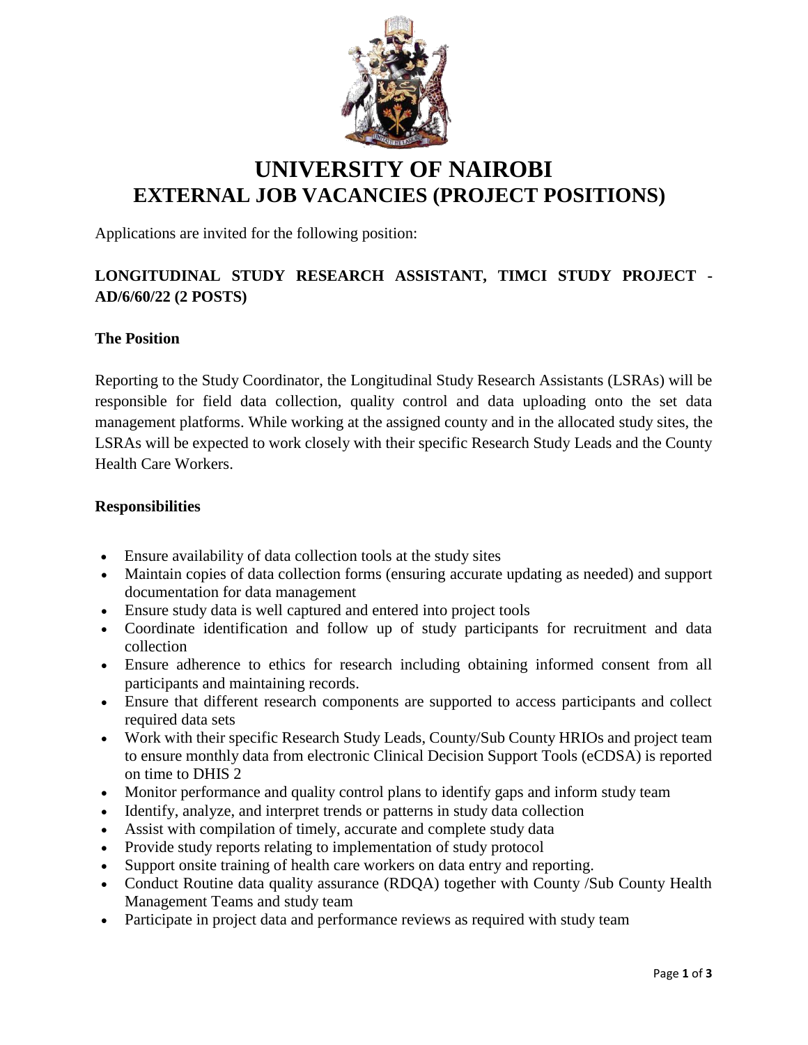# UNIVERSITY OF NAIROBI
# EXTERNAL JOB VACANCIES (PROJECT POSITIONS)

Applications are invited for the following position:

## LONGITUDINAL STUDY RESEARCH ASSISTANT, TIMCI STUDY PROJECT - AD/6/60/22 (2 POSTS)

### The Position

Reporting to the Study Coordinator, the Longitudinal Study Research Assistants (LSRAs) will be responsible for field data collection, quality control and data uploading onto the set data management platforms. While working at the assigned county and in the allocated study sites, the LSRAs will be expected to work closely with their specific Research Study Leads and the County Health Care Workers.

### Responsibilities

- Ensure availability of data collection tools at the study sites
- Maintain copies of data collection forms (ensuring accurate updating as needed) and support documentation for data management
- Ensure study data is well captured and entered into project tools
- Coordinate identification and follow up of study participants for recruitment and data collection
- Ensure adherence to ethics for research including obtaining informed consent from all participants and maintaining records.
- Ensure that different research components are supported to access participants and collect required data sets
- Work with their specific Research Study Leads, County/Sub County HRIOs and project team to ensure monthly data from electronic Clinical Decision Support Tools (eCDSA) is reported on time to DHIS 2
- Monitor performance and quality control plans to identify gaps and inform study team
- Identify, analyze, and interpret trends or patterns in study data collection
- Assist with compilation of timely, accurate and complete study data
- Provide study reports relating to implementation of study protocol
- Support onsite training of health care workers on data entry and reporting.
- Conduct Routine data quality assurance (RDQA) together with County /Sub County Health Management Teams and study team
- Participate in project data and performance reviews as required with study team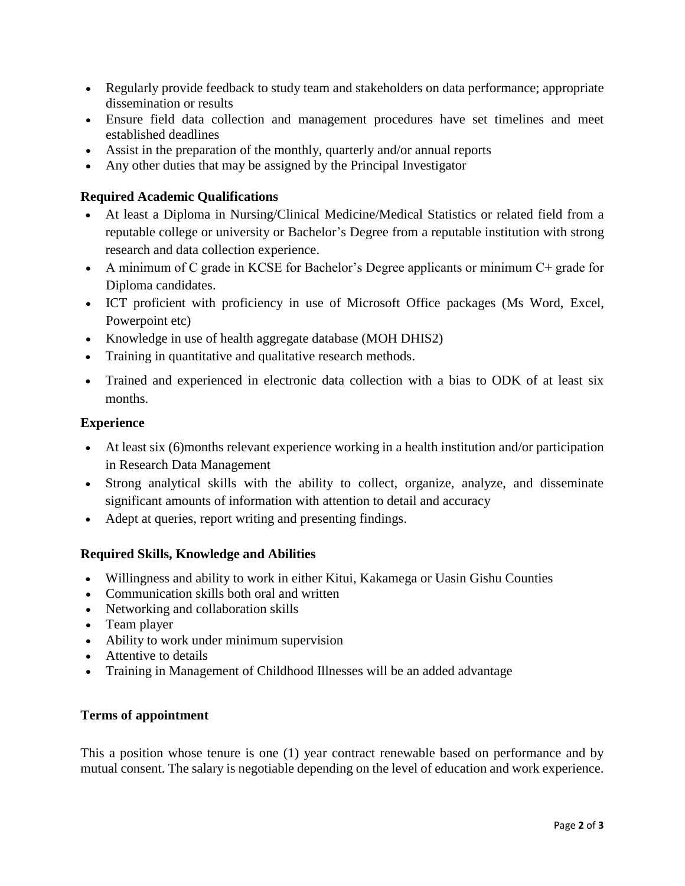- Regularly provide feedback to study team and stakeholders on data performance; appropriate dissemination or results
- Ensure field data collection and management procedures have set timelines and meet established deadlines
- Assist in the preparation of the monthly, quarterly and/or annual reports
- Any other duties that may be assigned by the Principal Investigator

### Required Academic Qualifications

- At least a Diploma in Nursing/Clinical Medicine/Medical Statistics or related field from a reputable college or university or Bachelor's Degree from a reputable institution with strong research and data collection experience.
- A minimum of C grade in KCSE for Bachelor's Degree applicants or minimum C+ grade for Diploma candidates.
- ICT proficient with proficiency in use of Microsoft Office packages (Ms Word, Excel, Powerpoint etc)
- Knowledge in use of health aggregate database (MOH DHIS2)
- Training in quantitative and qualitative research methods.
- Trained and experienced in electronic data collection with a bias to ODK of at least six months.

### Experience

- At least six (6)months relevant experience working in a health institution and/or participation in Research Data Management
- Strong analytical skills with the ability to collect, organize, analyze, and disseminate significant amounts of information with attention to detail and accuracy
- Adept at queries, report writing and presenting findings.

### Required Skills, Knowledge and Abilities

- Willingness and ability to work in either Kitui, Kakamega or Uasin Gishu Counties
- Communication skills both oral and written
- Networking and collaboration skills
- Team player
- Ability to work under minimum supervision
- Attentive to details
- Training in Management of Childhood Illnesses will be an added advantage

### Terms of appointment

This a position whose tenure is one (1) year contract renewable based on performance and by mutual consent. The salary is negotiable depending on the level of education and work experience.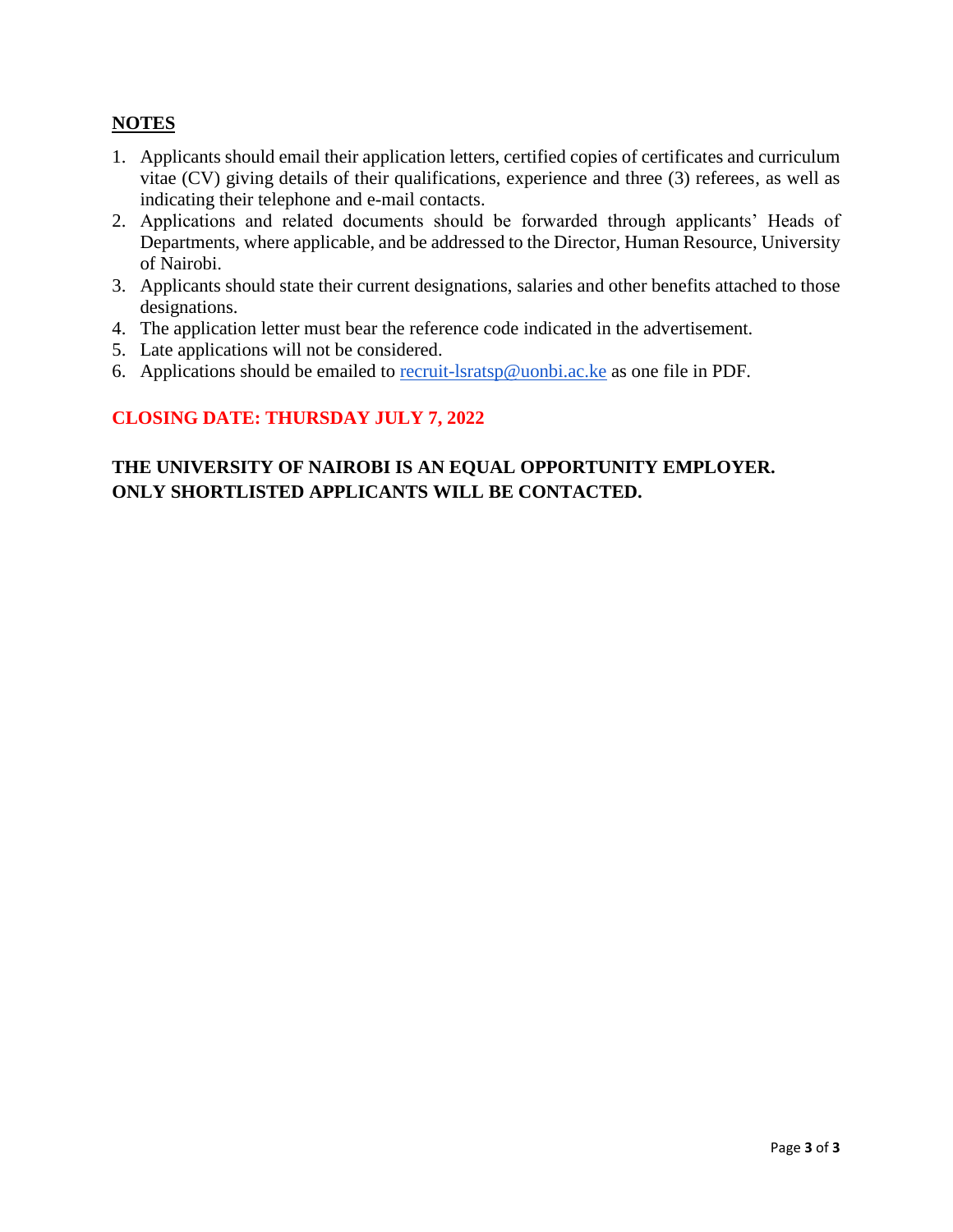## NOTES

1. Applicants should email their application letters, certified copies of certificates and curriculum vitae (CV) giving details of their qualifications, experience and three (3) referees, as well as indicating their telephone and e-mail contacts.
2. Applications and related documents should be forwarded through applicants' Heads of Departments, where applicable, and be addressed to the Director, Human Resource, University of Nairobi.
3. Applicants should state their current designations, salaries and other benefits attached to those designations.
4. The application letter must bear the reference code indicated in the advertisement.
5. Late applications will not be considered.
6. Applications should be emailed to recruit-lsratsp@uonbi.ac.ke as one file in PDF.

**CLOSING DATE: THURSDAY JULY 7, 2022**

**THE UNIVERSITY OF NAIROBI IS AN EQUAL OPPORTUNITY EMPLOYER.**
**ONLY SHORTLISTED APPLICANTS WILL BE CONTACTED.**